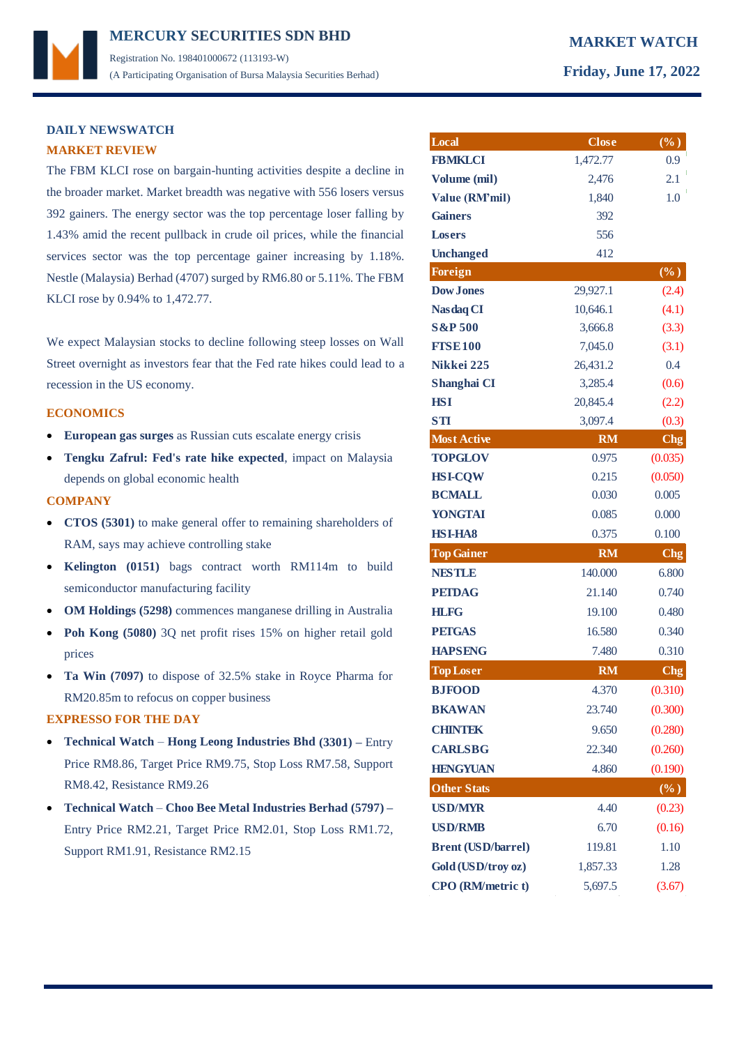# MERCURY SECURITIES SDN BHD

Registration No. 198401000672 (113193-W)

(A Participating Organisation of Bursa Malaysia Securities Berhad)

**MARKET WATCH**

**Friday, June 17, 2022**

## DAILY NEWSWATCH

### MARKET REVIEW

The FBM KLCI rose on bargain-hunting activities despite a decline in the broader market. Market breadth was negative with 556 losers versus 392 gainers. The energy sector was the top percentage loser falling by 1.43% amid the recent pullback in crude oil prices, while the financial services sector was the top percentage gainer increasing by 1.18%. Nestle (Malaysia) Berhad (4707) surged by RM6.80 or 5.11%. The FBM KLCI rose by 0.94% to 1,472.77.

We expect Malaysian stocks to decline following steep losses on Wall Street overnight as investors fear that the Fed rate hikes could lead to a recession in the US economy.

### ECONOMICS

- **European gas surges** as Russian cuts escalate energy crisis
- **Tengku Zafrul: Fed's rate hike expected**, impact on Malaysia depends on global economic health

### COMPANY

- **CTOS (5301)** to make general offer to remaining shareholders of RAM, says may achieve controlling stake
- **Kelington (0151)** bags contract worth RM114m to build semiconductor manufacturing facility
- **OM Holdings (5298)** commences manganese drilling in Australia
- **Poh Kong (5080)** 3Q net profit rises 15% on higher retail gold prices
- **Ta Win (7097)** to dispose of 32.5% stake in Royce Pharma for RM20.85m to refocus on copper business

### EXPRESSO FOR THE DAY

- **Technical Watch** – **Hong Leong Industries Bhd (3301) –** Entry Price RM8.86, Target Price RM9.75, Stop Loss RM7.58, Support RM8.42, Resistance RM9.26
- **Technical Watch** – **Choo Bee Metal Industries Berhad (5797) –** Entry Price RM2.21, Target Price RM2.01, Stop Loss RM1.72, Support RM1.91, Resistance RM2.15

| Local | Close | (%) |
|---|---|---|
| FBMKLCI | 1,472.77 | 0.9 |
| Volume (mil) | 2,476 | 2.1 |
| Value (RM'mil) | 1,840 | 1.0 |
| Gainers | 392 | |
| Losers | 556 | |
| Unchanged | 412 | |
| **Foreign** | | **(%)** |
| Dow Jones | 29,927.1 | (2.4) |
| Nasdaq CI | 10,646.1 | (4.1) |
| S&P 500 | 3,666.8 | (3.3) |
| FTSE 100 | 7,045.0 | (3.1) |
| Nikkei 225 | 26,431.2 | 0.4 |
| Shanghai CI | 3,285.4 | (0.6) |
| HSI | 20,845.4 | (2.2) |
| STI | 3,097.4 | (0.3) |
| **Most Active** | **RM** | **Chg** |
| TOPGLOV | 0.975 | (0.035) |
| HSI-CQW | 0.215 | (0.050) |
| BCMALL | 0.030 | 0.005 |
| YONGTAI | 0.085 | 0.000 |
| HSI-HA8 | 0.375 | 0.100 |
| **Top Gainer** | **RM** | **Chg** |
| NESTLE | 140.000 | 6.800 |
| PETDAG | 21.140 | 0.740 |
| HLFG | 19.100 | 0.480 |
| PETGAS | 16.580 | 0.340 |
| HAPSENG | 7.480 | 0.310 |
| **Top Loser** | **RM** | **Chg** |
| BJFOOD | 4.370 | (0.310) |
| BKAWAN | 23.740 | (0.300) |
| CHINTEK | 9.650 | (0.280) |
| CARLSBG | 22.340 | (0.260) |
| HENGYUAN | 4.860 | (0.190) |
| **Other Stats** | | **(%)** |
| USD/MYR | 4.40 | (0.23) |
| USD/RMB | 6.70 | (0.16) |
| Brent (USD/barrel) | 119.81 | 1.10 |
| Gold (USD/troy oz) | 1,857.33 | 1.28 |
| CPO (RM/metric t) | 5,697.5 | (3.67) |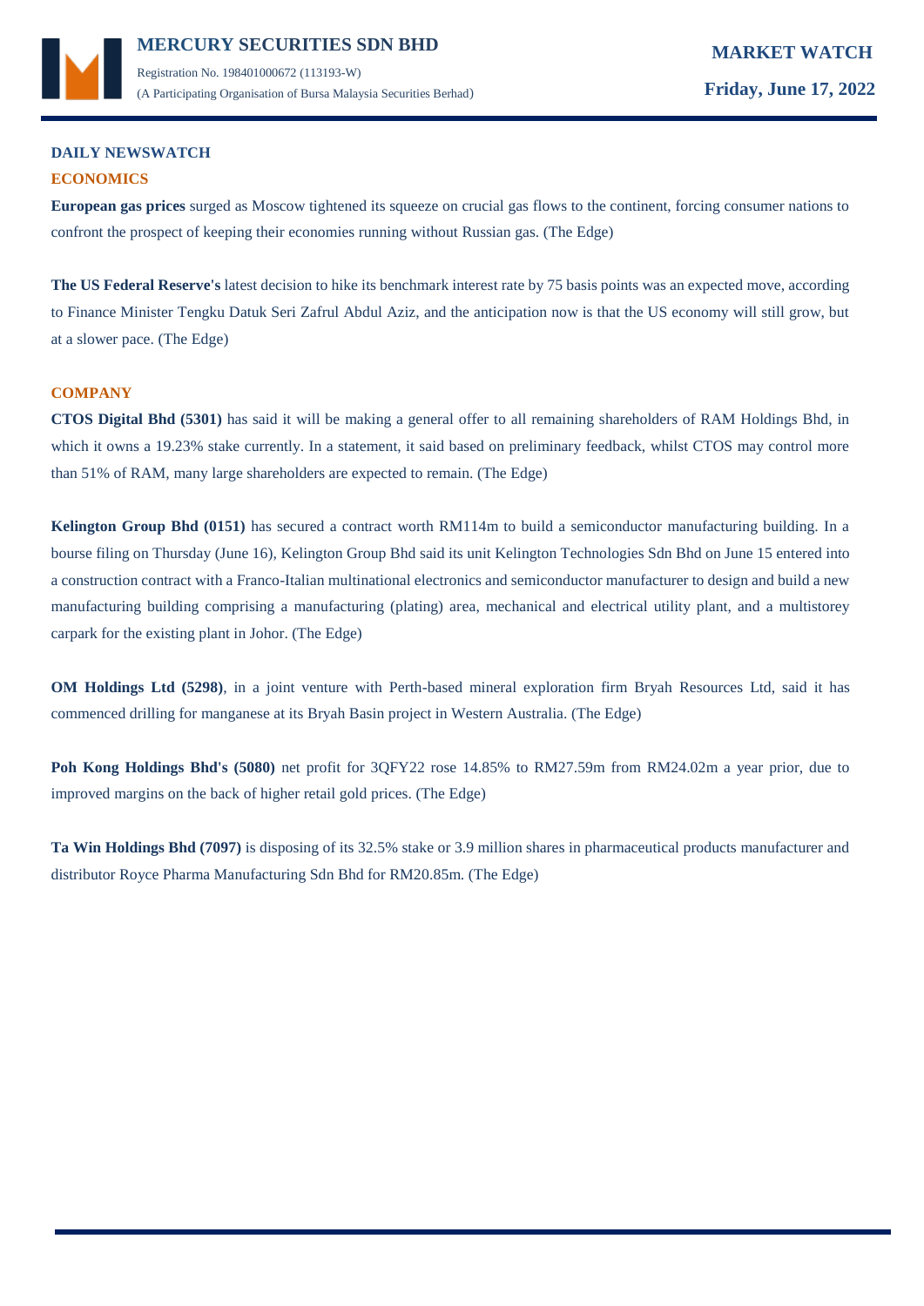## DAILY NEWSWATCH

### ECONOMICS

**European gas prices** surged as Moscow tightened its squeeze on crucial gas flows to the continent, forcing consumer nations to confront the prospect of keeping their economies running without Russian gas. (The Edge)

**The US Federal Reserve's** latest decision to hike its benchmark interest rate by 75 basis points was an expected move, according to Finance Minister Tengku Datuk Seri Zafrul Abdul Aziz, and the anticipation now is that the US economy will still grow, but at a slower pace. (The Edge)

### COMPANY

**CTOS Digital Bhd (5301)** has said it will be making a general offer to all remaining shareholders of RAM Holdings Bhd, in which it owns a 19.23% stake currently. In a statement, it said based on preliminary feedback, whilst CTOS may control more than 51% of RAM, many large shareholders are expected to remain. (The Edge)

**Kelington Group Bhd (0151)** has secured a contract worth RM114m to build a semiconductor manufacturing building. In a bourse filing on Thursday (June 16), Kelington Group Bhd said its unit Kelington Technologies Sdn Bhd on June 15 entered into a construction contract with a Franco-Italian multinational electronics and semiconductor manufacturer to design and build a new manufacturing building comprising a manufacturing (plating) area, mechanical and electrical utility plant, and a multistorey carpark for the existing plant in Johor. (The Edge)

**OM Holdings Ltd (5298)**, in a joint venture with Perth-based mineral exploration firm Bryah Resources Ltd, said it has commenced drilling for manganese at its Bryah Basin project in Western Australia. (The Edge)

**Poh Kong Holdings Bhd's (5080)** net profit for 3QFY22 rose 14.85% to RM27.59m from RM24.02m a year prior, due to improved margins on the back of higher retail gold prices. (The Edge)

**Ta Win Holdings Bhd (7097)** is disposing of its 32.5% stake or 3.9 million shares in pharmaceutical products manufacturer and distributor Royce Pharma Manufacturing Sdn Bhd for RM20.85m. (The Edge)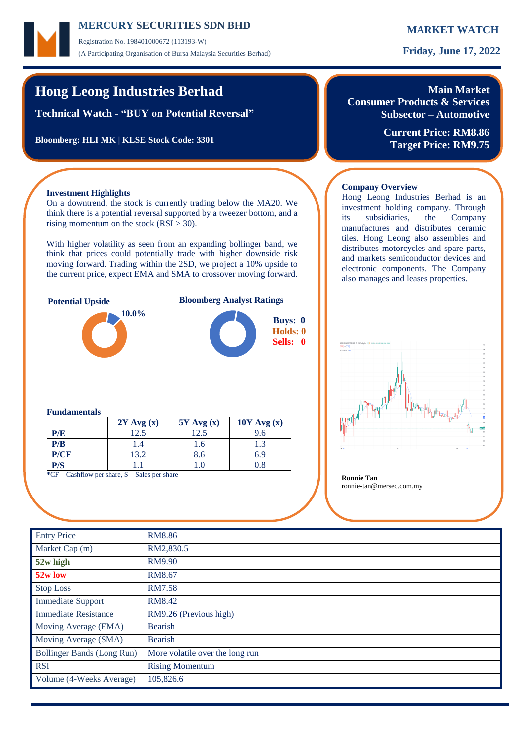# Hong Leong Industries Berhad

**Technical Watch - "BUY on Potential Reversal"**

**Bloomberg: HLI MK | KLSE Stock Code: 3301**

**Main Market**
**Consumer Products & Services**
**Subsector – Automotive**

**Current Price: RM8.86**
**Target Price: RM9.75**

### Investment Highlights

On a downtrend, the stock is currently trading below the MA20. We think there is a potential reversal supported by a tweezer bottom, and a rising momentum on the stock (RSI > 30).

With higher volatility as seen from an expanding bollinger band, we think that prices could potentially trade with higher downside risk moving forward. Trading within the 2SD, we project a 10% upside to the current price, expect EMA and SMA to crossover moving forward.

**Potential Upside**

10.0%

**Bloomberg Analyst Ratings**

Buys: 0
Holds: 0
Sells: 0

### Fundamentals

| | 2Y Avg (x) | 5Y Avg (x) | 10Y Avg (x) |
|---|---|---|---|
| **P/E** | 12.5 | 12.5 | 9.6 |
| **P/B** | 1.4 | 1.6 | 1.3 |
| **P/CF** | 13.2 | 8.6 | 6.9 |
| **P/S** | 1.1 | 1.0 | 0.8 |

*CF – Cashflow per share, S – Sales per share

### Company Overview

Hong Leong Industries Berhad is an investment holding company. Through its subsidiaries, the Company manufactures and distributes ceramic tiles. Hong Leong also assembles and distributes motorcycles and spare parts, and markets semiconductor devices and electronic components. The Company also manages and leases properties.

**Ronnie Tan**
ronnie-tan@mersec.com.my

| | |
|---|---|
| Entry Price | RM8.86 |
| Market Cap (m) | RM2,830.5 |
| **52w high** | RM9.90 |
| **52w low** | RM8.67 |
| Stop Loss | RM7.58 |
| Immediate Support | RM8.42 |
| Immediate Resistance | RM9.26 (Previous high) |
| Moving Average (EMA) | Bearish |
| Moving Average (SMA) | Bearish |
| Bollinger Bands (Long Run) | More volatile over the long run |
| RSI | Rising Momentum |
| Volume (4-Weeks Average) | 105,826.6 |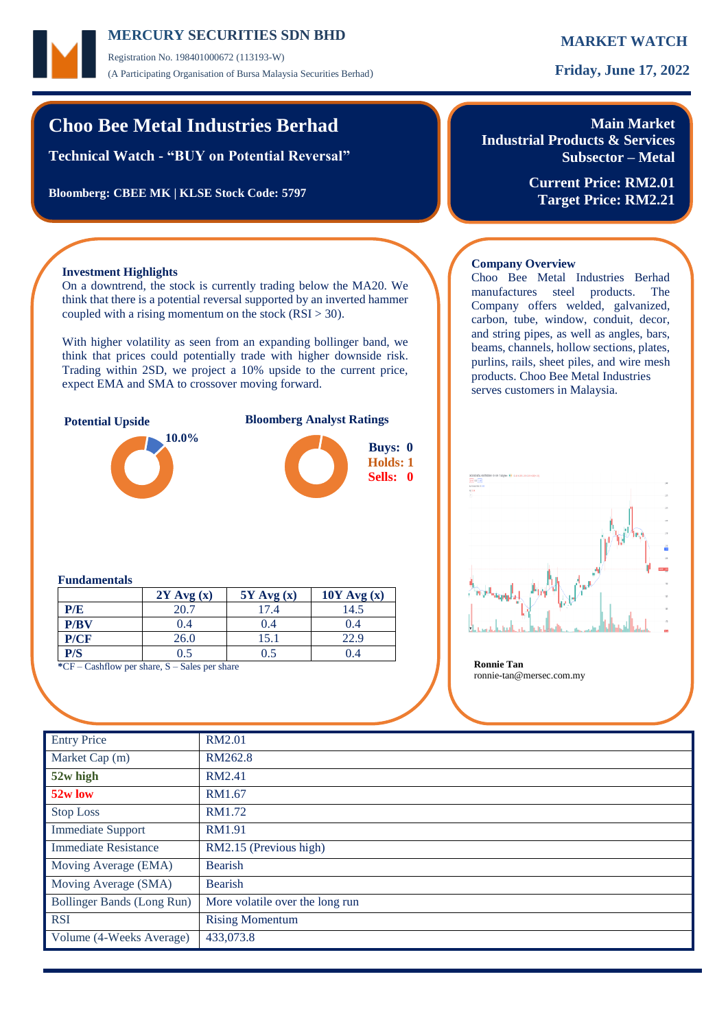# Choo Bee Metal Industries Berhad

**Technical Watch - "BUY on Potential Reversal"**

**Bloomberg: CBEE MK | KLSE Stock Code: 5797**

**Main Market**
**Industrial Products & Services**
**Subsector – Metal**

**Current Price: RM2.01**
**Target Price: RM2.21**

### Investment Highlights

On a downtrend, the stock is currently trading below the MA20. We think that there is a potential reversal supported by an inverted hammer coupled with a rising momentum on the stock (RSI > 30).

With higher volatility as seen from an expanding bollinger band, we think that prices could potentially trade with higher downside risk. Trading within 2SD, we project a 10% upside to the current price, expect EMA and SMA to crossover moving forward.

**Potential Upside**

10.0%

**Bloomberg Analyst Ratings**

Buys: 0
Holds: 1
Sells: 0

### Company Overview

Choo Bee Metal Industries Berhad manufactures steel products. The Company offers welded, galvanized, carbon, tube, window, conduit, decor, and string pipes, as well as angles, bars, beams, channels, hollow sections, plates, purlins, rails, sheet piles, and wire mesh products. Choo Bee Metal Industries serves customers in Malaysia.

**Ronnie Tan**
ronnie-tan@mersec.com.my

### Fundamentals

| | 2Y Avg (x) | 5Y Avg (x) | 10Y Avg (x) |
|---|---|---|---|
| P/E | 20.7 | 17.4 | 14.5 |
| P/BV | 0.4 | 0.4 | 0.4 |
| P/CF | 26.0 | 15.1 | 22.9 |
| P/S | 0.5 | 0.5 | 0.4 |

*CF – Cashflow per share, S – Sales per share

| | |
|---|---|
| Entry Price | RM2.01 |
| Market Cap (m) | RM262.8 |
| **52w high** | RM2.41 |
| **52w low** | RM1.67 |
| Stop Loss | RM1.72 |
| Immediate Support | RM1.91 |
| Immediate Resistance | RM2.15 (Previous high) |
| Moving Average (EMA) | Bearish |
| Moving Average (SMA) | Bearish |
| Bollinger Bands (Long Run) | More volatile over the long run |
| RSI | Rising Momentum |
| Volume (4-Weeks Average) | 433,073.8 |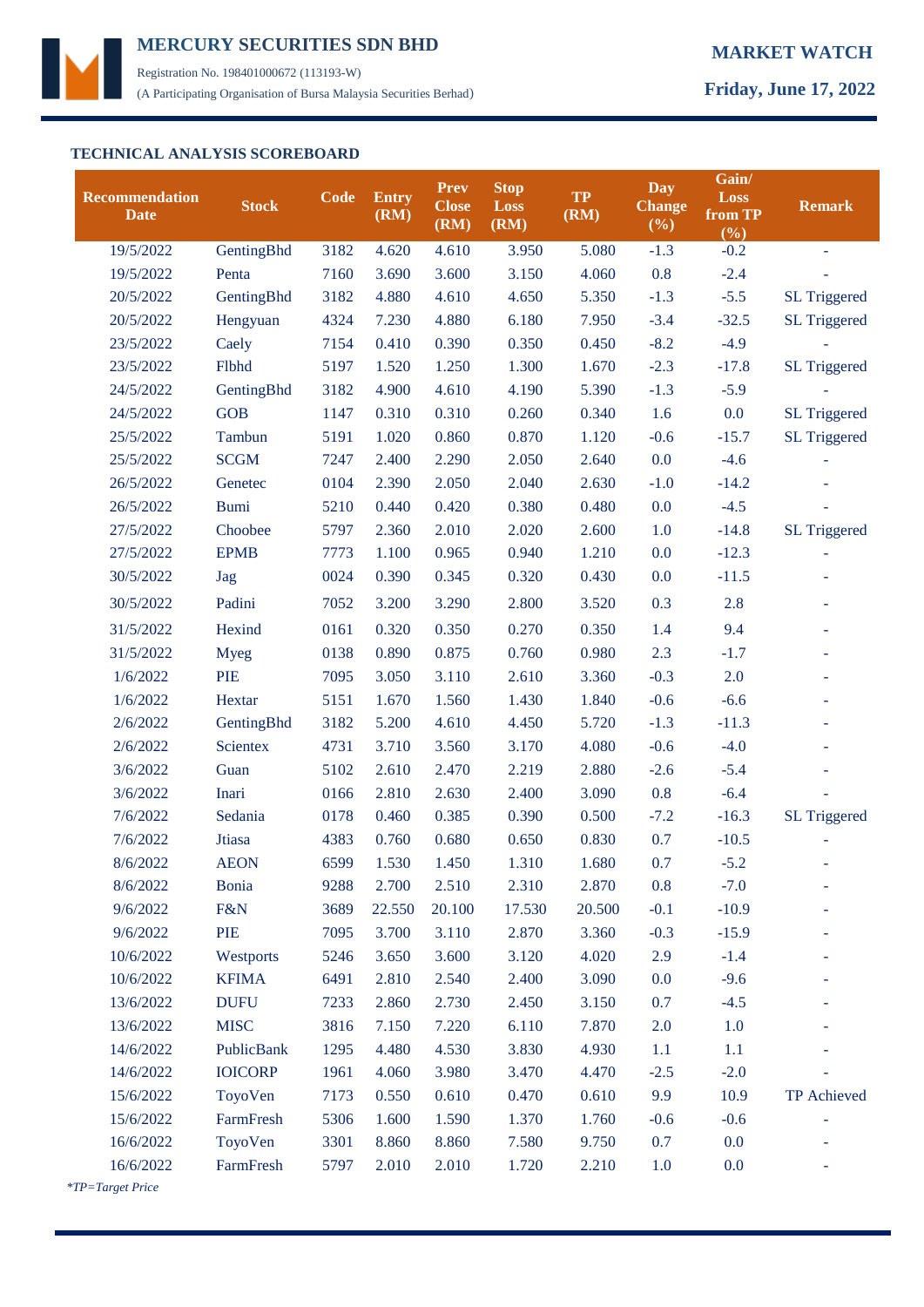MERCURY SECURITIES SDN BHD

Registration No. 198401000672 (113193-W)

(A Participating Organisation of Bursa Malaysia Securities Berhad)

**MARKET WATCH**

**Friday, June 17, 2022**

### TECHNICAL ANALYSIS SCOREBOARD

| Recommendation Date | Stock | Code | Entry (RM) | Prev Close (RM) | Stop Loss (RM) | TP (RM) | Day Change (%) | Gain/ Loss from TP (%) | Remark |
|---|---|---|---|---|---|---|---|---|---|
| 19/5/2022 | GentingBhd | 3182 | 4.620 | 4.610 | 3.950 | 5.080 | -1.3 | -0.2 | - |
| 19/5/2022 | Penta | 7160 | 3.690 | 3.600 | 3.150 | 4.060 | 0.8 | -2.4 | - |
| 20/5/2022 | GentingBhd | 3182 | 4.880 | 4.610 | 4.650 | 5.350 | -1.3 | -5.5 | SL Triggered |
| 20/5/2022 | Hengyuan | 4324 | 7.230 | 4.880 | 6.180 | 7.950 | -3.4 | -32.5 | SL Triggered |
| 23/5/2022 | Caely | 7154 | 0.410 | 0.390 | 0.350 | 0.450 | -8.2 | -4.9 | - |
| 23/5/2022 | Flbhd | 5197 | 1.520 | 1.250 | 1.300 | 1.670 | -2.3 | -17.8 | SL Triggered |
| 24/5/2022 | GentingBhd | 3182 | 4.900 | 4.610 | 4.190 | 5.390 | -1.3 | -5.9 | - |
| 24/5/2022 | GOB | 1147 | 0.310 | 0.310 | 0.260 | 0.340 | 1.6 | 0.0 | SL Triggered |
| 25/5/2022 | Tambun | 5191 | 1.020 | 0.860 | 0.870 | 1.120 | -0.6 | -15.7 | SL Triggered |
| 25/5/2022 | SCGM | 7247 | 2.400 | 2.290 | 2.050 | 2.640 | 0.0 | -4.6 | - |
| 26/5/2022 | Genetec | 0104 | 2.390 | 2.050 | 2.040 | 2.630 | -1.0 | -14.2 | - |
| 26/5/2022 | Bumi | 5210 | 0.440 | 0.420 | 0.380 | 0.480 | 0.0 | -4.5 | - |
| 27/5/2022 | Choobee | 5797 | 2.360 | 2.010 | 2.020 | 2.600 | 1.0 | -14.8 | SL Triggered |
| 27/5/2022 | EPMB | 7773 | 1.100 | 0.965 | 0.940 | 1.210 | 0.0 | -12.3 | - |
| 30/5/2022 | Jag | 0024 | 0.390 | 0.345 | 0.320 | 0.430 | 0.0 | -11.5 | - |
| 30/5/2022 | Padini | 7052 | 3.200 | 3.290 | 2.800 | 3.520 | 0.3 | 2.8 | - |
| 31/5/2022 | Hexind | 0161 | 0.320 | 0.350 | 0.270 | 0.350 | 1.4 | 9.4 | - |
| 31/5/2022 | Myeg | 0138 | 0.890 | 0.875 | 0.760 | 0.980 | 2.3 | -1.7 | - |
| 1/6/2022 | PIE | 7095 | 3.050 | 3.110 | 2.610 | 3.360 | -0.3 | 2.0 | - |
| 1/6/2022 | Hextar | 5151 | 1.670 | 1.560 | 1.430 | 1.840 | -0.6 | -6.6 | - |
| 2/6/2022 | GentingBhd | 3182 | 5.200 | 4.610 | 4.450 | 5.720 | -1.3 | -11.3 | - |
| 2/6/2022 | Scientex | 4731 | 3.710 | 3.560 | 3.170 | 4.080 | -0.6 | -4.0 | - |
| 3/6/2022 | Guan | 5102 | 2.610 | 2.470 | 2.219 | 2.880 | -2.6 | -5.4 | - |
| 3/6/2022 | Inari | 0166 | 2.810 | 2.630 | 2.400 | 3.090 | 0.8 | -6.4 | - |
| 7/6/2022 | Sedania | 0178 | 0.460 | 0.385 | 0.390 | 0.500 | -7.2 | -16.3 | SL Triggered |
| 7/6/2022 | Jtiasa | 4383 | 0.760 | 0.680 | 0.650 | 0.830 | 0.7 | -10.5 | - |
| 8/6/2022 | AEON | 6599 | 1.530 | 1.450 | 1.310 | 1.680 | 0.7 | -5.2 | - |
| 8/6/2022 | Bonia | 9288 | 2.700 | 2.510 | 2.310 | 2.870 | 0.8 | -7.0 | - |
| 9/6/2022 | F&N | 3689 | 22.550 | 20.100 | 17.530 | 20.500 | -0.1 | -10.9 | - |
| 9/6/2022 | PIE | 7095 | 3.700 | 3.110 | 2.870 | 3.360 | -0.3 | -15.9 | - |
| 10/6/2022 | Westports | 5246 | 3.650 | 3.600 | 3.120 | 4.020 | 2.9 | -1.4 | - |
| 10/6/2022 | KFIMA | 6491 | 2.810 | 2.540 | 2.400 | 3.090 | 0.0 | -9.6 | - |
| 13/6/2022 | DUFU | 7233 | 2.860 | 2.730 | 2.450 | 3.150 | 0.7 | -4.5 | - |
| 13/6/2022 | MISC | 3816 | 7.150 | 7.220 | 6.110 | 7.870 | 2.0 | 1.0 | - |
| 14/6/2022 | PublicBank | 1295 | 4.480 | 4.530 | 3.830 | 4.930 | 1.1 | 1.1 | - |
| 14/6/2022 | IOICORP | 1961 | 4.060 | 3.980 | 3.470 | 4.470 | -2.5 | -2.0 | - |
| 15/6/2022 | ToyoVen | 7173 | 0.550 | 0.610 | 0.470 | 0.610 | 9.9 | 10.9 | TP Achieved |
| 15/6/2022 | FarmFresh | 5306 | 1.600 | 1.590 | 1.370 | 1.760 | -0.6 | -0.6 | - |
| 16/6/2022 | ToyoVen | 3301 | 8.860 | 8.860 | 7.580 | 9.750 | 0.7 | 0.0 | - |
| 16/6/2022 | FarmFresh | 5797 | 2.010 | 2.010 | 1.720 | 2.210 | 1.0 | 0.0 | - |

*\*TP=Target Price*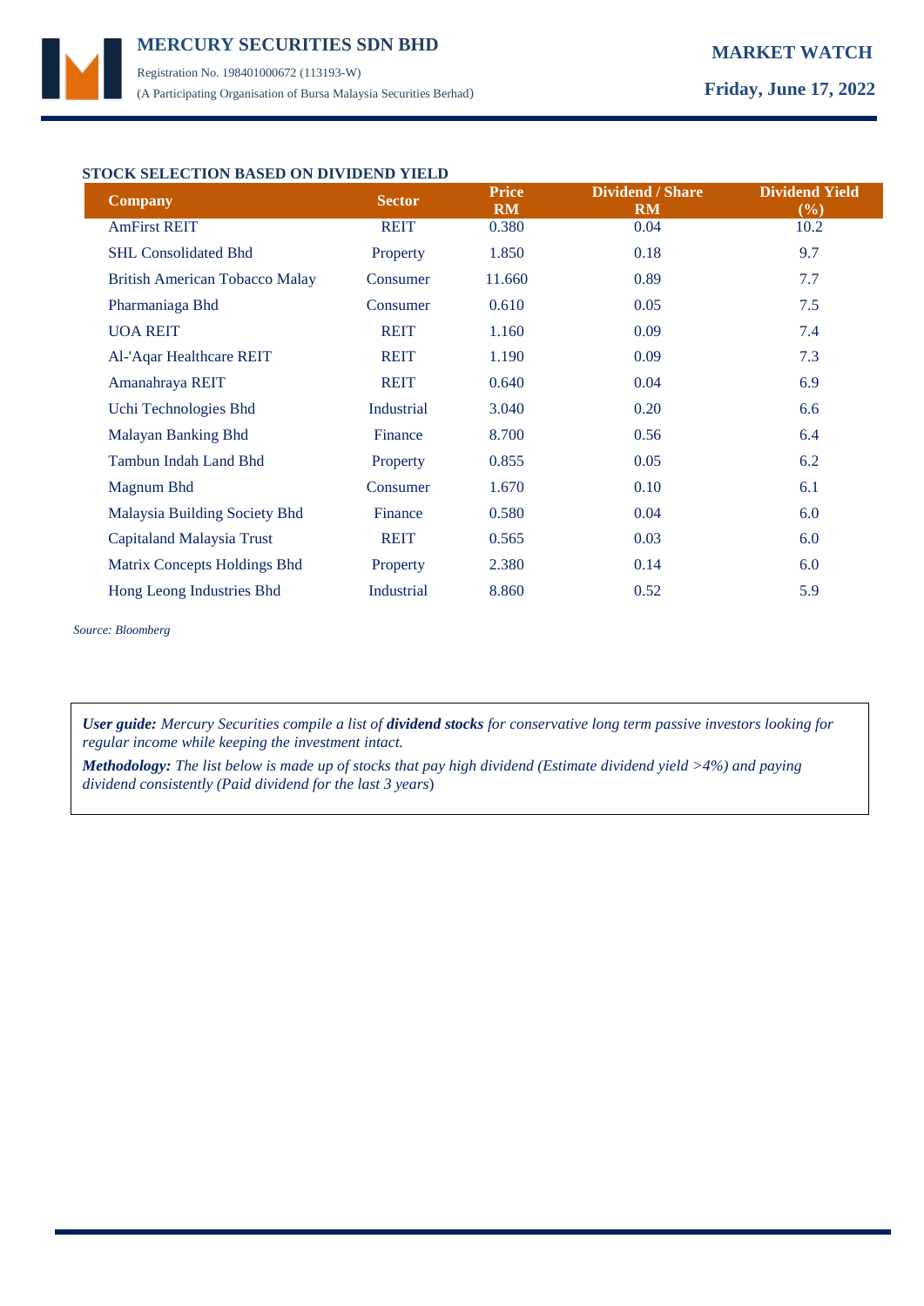## STOCK SELECTION BASED ON DIVIDEND YIELD

| Company | Sector | Price RM | Dividend / Share RM | Dividend Yield (%) |
|---|---|---|---|---|
| AmFirst REIT | REIT | 0.380 | 0.04 | 10.2 |
| SHL Consolidated Bhd | Property | 1.850 | 0.18 | 9.7 |
| British American Tobacco Malay | Consumer | 11.660 | 0.89 | 7.7 |
| Pharmaniaga Bhd | Consumer | 0.610 | 0.05 | 7.5 |
| UOA REIT | REIT | 1.160 | 0.09 | 7.4 |
| Al-'Aqar Healthcare REIT | REIT | 1.190 | 0.09 | 7.3 |
| Amanahraya REIT | REIT | 0.640 | 0.04 | 6.9 |
| Uchi Technologies Bhd | Industrial | 3.040 | 0.20 | 6.6 |
| Malayan Banking Bhd | Finance | 8.700 | 0.56 | 6.4 |
| Tambun Indah Land Bhd | Property | 0.855 | 0.05 | 6.2 |
| Magnum Bhd | Consumer | 1.670 | 0.10 | 6.1 |
| Malaysia Building Society Bhd | Finance | 0.580 | 0.04 | 6.0 |
| Capitaland Malaysia Trust | REIT | 0.565 | 0.03 | 6.0 |
| Matrix Concepts Holdings Bhd | Property | 2.380 | 0.14 | 6.0 |
| Hong Leong Industries Bhd | Industrial | 8.860 | 0.52 | 5.9 |

*Source: Bloomberg*

***User guide:*** *Mercury Securities compile a list of* ***dividend stocks*** *for conservative long term passive investors looking for regular income while keeping the investment intact.*

***Methodology:*** *The list below is made up of stocks that pay high dividend (Estimate dividend yield >4%) and paying dividend consistently (Paid dividend for the last 3 years)*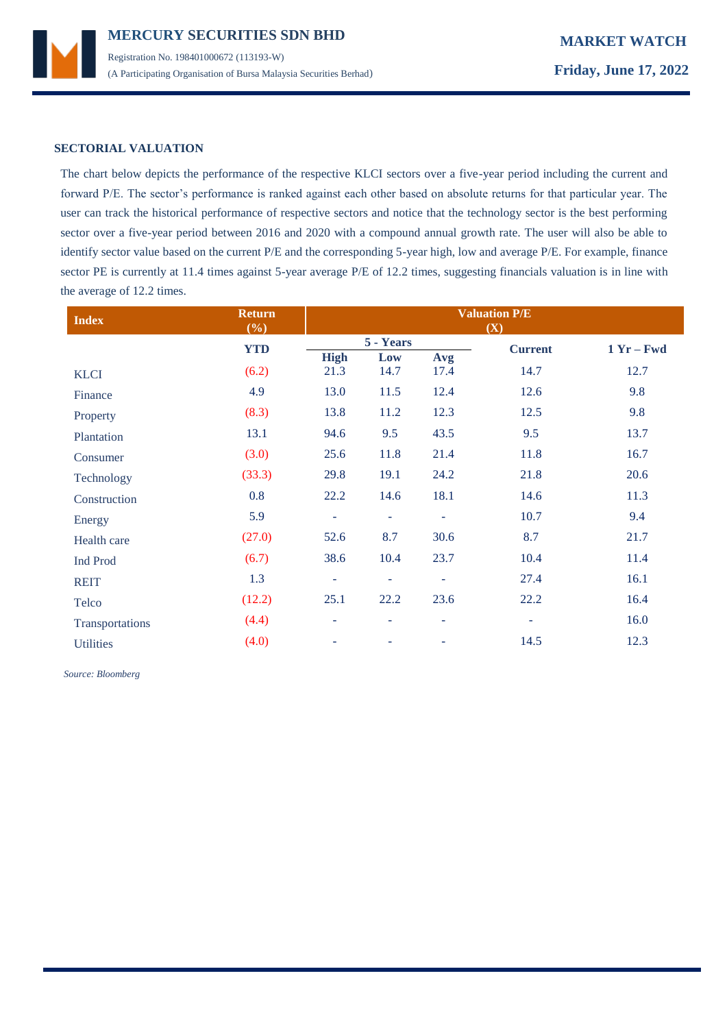## SECTORIAL VALUATION

The chart below depicts the performance of the respective KLCI sectors over a five-year period including the current and forward P/E. The sector's performance is ranked against each other based on absolute returns for that particular year. The user can track the historical performance of respective sectors and notice that the technology sector is the best performing sector over a five-year period between 2016 and 2020 with a compound annual growth rate. The user will also be able to identify sector value based on the current P/E and the corresponding 5-year high, low and average P/E. For example, finance sector PE is currently at 11.4 times against 5-year average P/E of 12.2 times, suggesting financials valuation is in line with the average of 12.2 times.

| Index | Return (%) | Valuation P/E (X) | | | | |
|---|---|---|---|---|---|---|
| | | 5 - Years | | | | |
| | YTD | High | Low | Avg | Current | 1 Yr – Fwd |
| KLCI | (6.2) | 21.3 | 14.7 | 17.4 | 14.7 | 12.7 |
| Finance | 4.9 | 13.0 | 11.5 | 12.4 | 12.6 | 9.8 |
| Property | (8.3) | 13.8 | 11.2 | 12.3 | 12.5 | 9.8 |
| Plantation | 13.1 | 94.6 | 9.5 | 43.5 | 9.5 | 13.7 |
| Consumer | (3.0) | 25.6 | 11.8 | 21.4 | 11.8 | 16.7 |
| Technology | (33.3) | 29.8 | 19.1 | 24.2 | 21.8 | 20.6 |
| Construction | 0.8 | 22.2 | 14.6 | 18.1 | 14.6 | 11.3 |
| Energy | 5.9 | - | - | - | 10.7 | 9.4 |
| Health care | (27.0) | 52.6 | 8.7 | 30.6 | 8.7 | 21.7 |
| Ind Prod | (6.7) | 38.6 | 10.4 | 23.7 | 10.4 | 11.4 |
| REIT | 1.3 | - | - | - | 27.4 | 16.1 |
| Telco | (12.2) | 25.1 | 22.2 | 23.6 | 22.2 | 16.4 |
| Transportations | (4.4) | - | - | - | - | 16.0 |
| Utilities | (4.0) | - | - | - | 14.5 | 12.3 |

*Source: Bloomberg*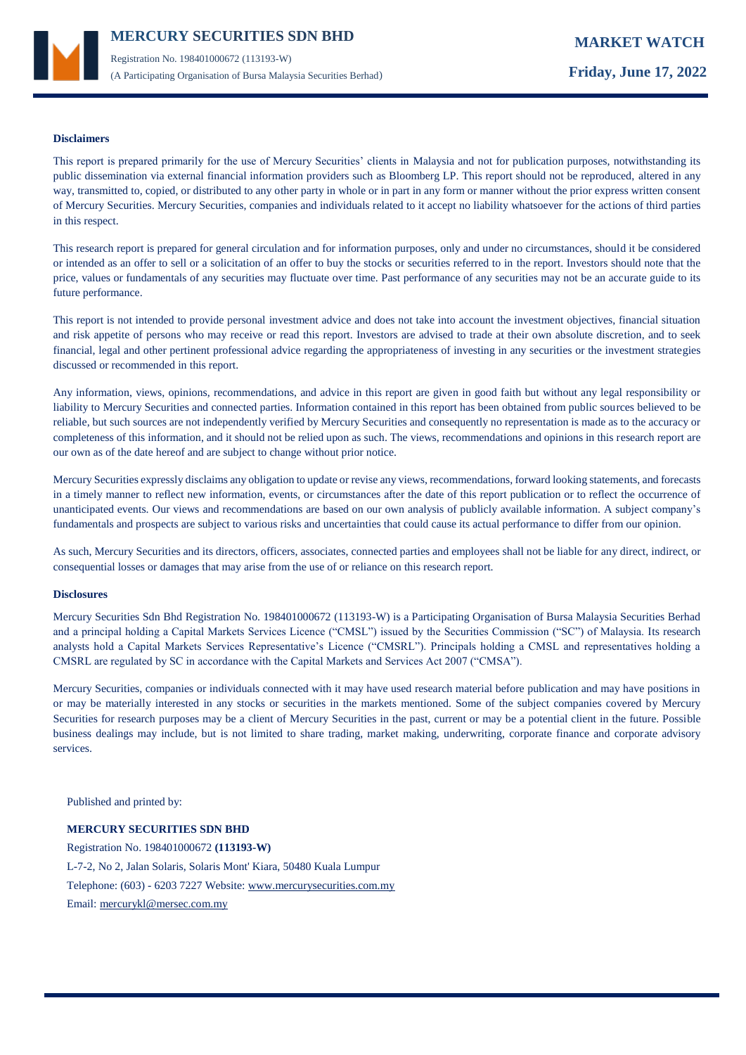**Disclaimers**

This report is prepared primarily for the use of Mercury Securities' clients in Malaysia and not for publication purposes, notwithstanding its public dissemination via external financial information providers such as Bloomberg LP. This report should not be reproduced, altered in any way, transmitted to, copied, or distributed to any other party in whole or in part in any form or manner without the prior express written consent of Mercury Securities. Mercury Securities, companies and individuals related to it accept no liability whatsoever for the actions of third parties in this respect.

This research report is prepared for general circulation and for information purposes, only and under no circumstances, should it be considered or intended as an offer to sell or a solicitation of an offer to buy the stocks or securities referred to in the report. Investors should note that the price, values or fundamentals of any securities may fluctuate over time. Past performance of any securities may not be an accurate guide to its future performance.

This report is not intended to provide personal investment advice and does not take into account the investment objectives, financial situation and risk appetite of persons who may receive or read this report. Investors are advised to trade at their own absolute discretion, and to seek financial, legal and other pertinent professional advice regarding the appropriateness of investing in any securities or the investment strategies discussed or recommended in this report.

Any information, views, opinions, recommendations, and advice in this report are given in good faith but without any legal responsibility or liability to Mercury Securities and connected parties. Information contained in this report has been obtained from public sources believed to be reliable, but such sources are not independently verified by Mercury Securities and consequently no representation is made as to the accuracy or completeness of this information, and it should not be relied upon as such. The views, recommendations and opinions in this research report are our own as of the date hereof and are subject to change without prior notice.

Mercury Securities expressly disclaims any obligation to update or revise any views, recommendations, forward looking statements, and forecasts in a timely manner to reflect new information, events, or circumstances after the date of this report publication or to reflect the occurrence of unanticipated events. Our views and recommendations are based on our own analysis of publicly available information. A subject company's fundamentals and prospects are subject to various risks and uncertainties that could cause its actual performance to differ from our opinion.

As such, Mercury Securities and its directors, officers, associates, connected parties and employees shall not be liable for any direct, indirect, or consequential losses or damages that may arise from the use of or reliance on this research report.

**Disclosures**

Mercury Securities Sdn Bhd Registration No. 198401000672 (113193-W) is a Participating Organisation of Bursa Malaysia Securities Berhad and a principal holding a Capital Markets Services Licence ("CMSL") issued by the Securities Commission ("SC") of Malaysia. Its research analysts hold a Capital Markets Services Representative's Licence ("CMSRL"). Principals holding a CMSL and representatives holding a CMSRL are regulated by SC in accordance with the Capital Markets and Services Act 2007 ("CMSA").

Mercury Securities, companies or individuals connected with it may have used research material before publication and may have positions in or may be materially interested in any stocks or securities in the markets mentioned. Some of the subject companies covered by Mercury Securities for research purposes may be a client of Mercury Securities in the past, current or may be a potential client in the future. Possible business dealings may include, but is not limited to share trading, market making, underwriting, corporate finance and corporate advisory services.

Published and printed by:

**MERCURY SECURITIES SDN BHD**

Registration No. 198401000672 **(113193-W)**

L-7-2, No 2, Jalan Solaris, Solaris Mont' Kiara, 50480 Kuala Lumpur

Telephone: (603) - 6203 7227 Website: www.mercurysecurities.com.my

Email: mercurykl@mersec.com.my